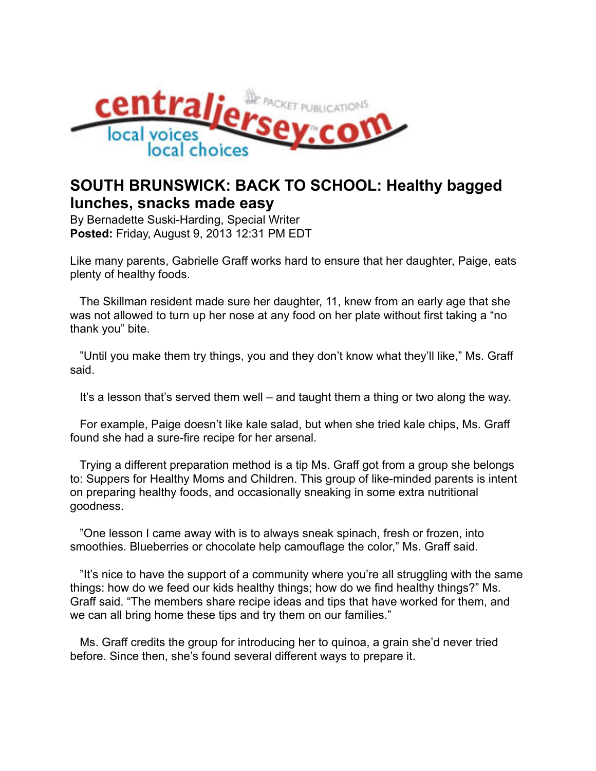# SOUTH BRUNSWICK: BACK TO SCHOOL: Healthy bagged lunches, snacks made easy

By Bernadette Suski-Harding, Special Writer
**Posted:** Friday, August 9, 2013 12:31 PM EDT

Like many parents, Gabrielle Graff works hard to ensure that her daughter, Paige, eats plenty of healthy foods.

The Skillman resident made sure her daughter, 11, knew from an early age that she was not allowed to turn up her nose at any food on her plate without first taking a "no thank you" bite.

"Until you make them try things, you and they don't know what they'll like," Ms. Graff said.

It's a lesson that's served them well – and taught them a thing or two along the way.

For example, Paige doesn't like kale salad, but when she tried kale chips, Ms. Graff found she had a sure-fire recipe for her arsenal.

Trying a different preparation method is a tip Ms. Graff got from a group she belongs to: Suppers for Healthy Moms and Children. This group of like-minded parents is intent on preparing healthy foods, and occasionally sneaking in some extra nutritional goodness.

"One lesson I came away with is to always sneak spinach, fresh or frozen, into smoothies. Blueberries or chocolate help camouflage the color," Ms. Graff said.

"It's nice to have the support of a community where you're all struggling with the same things: how do we feed our kids healthy things; how do we find healthy things?" Ms. Graff said. "The members share recipe ideas and tips that have worked for them, and we can all bring home these tips and try them on our families."

Ms. Graff credits the group for introducing her to quinoa, a grain she'd never tried before. Since then, she's found several different ways to prepare it.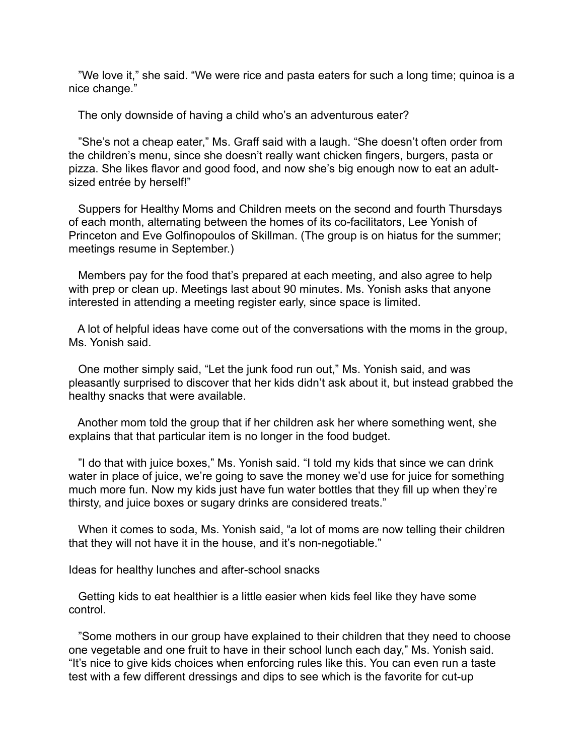"We love it," she said. "We were rice and pasta eaters for such a long time; quinoa is a nice change."

The only downside of having a child who's an adventurous eater?

"She's not a cheap eater," Ms. Graff said with a laugh. "She doesn't often order from the children's menu, since she doesn't really want chicken fingers, burgers, pasta or pizza. She likes flavor and good food, and now she's big enough now to eat an adult-sized entrée by herself!"

Suppers for Healthy Moms and Children meets on the second and fourth Thursdays of each month, alternating between the homes of its co-facilitators, Lee Yonish of Princeton and Eve Golfinopoulos of Skillman. (The group is on hiatus for the summer; meetings resume in September.)

Members pay for the food that's prepared at each meeting, and also agree to help with prep or clean up. Meetings last about 90 minutes. Ms. Yonish asks that anyone interested in attending a meeting register early, since space is limited.

A lot of helpful ideas have come out of the conversations with the moms in the group, Ms. Yonish said.

One mother simply said, "Let the junk food run out," Ms. Yonish said, and was pleasantly surprised to discover that her kids didn't ask about it, but instead grabbed the healthy snacks that were available.

Another mom told the group that if her children ask her where something went, she explains that that particular item is no longer in the food budget.

"I do that with juice boxes," Ms. Yonish said. "I told my kids that since we can drink water in place of juice, we're going to save the money we'd use for juice for something much more fun. Now my kids just have fun water bottles that they fill up when they're thirsty, and juice boxes or sugary drinks are considered treats."

When it comes to soda, Ms. Yonish said, "a lot of moms are now telling their children that they will not have it in the house, and it's non-negotiable."

## Ideas for healthy lunches and after-school snacks

Getting kids to eat healthier is a little easier when kids feel like they have some control.

"Some mothers in our group have explained to their children that they need to choose one vegetable and one fruit to have in their school lunch each day," Ms. Yonish said. "It's nice to give kids choices when enforcing rules like this. You can even run a taste test with a few different dressings and dips to see which is the favorite for cut-up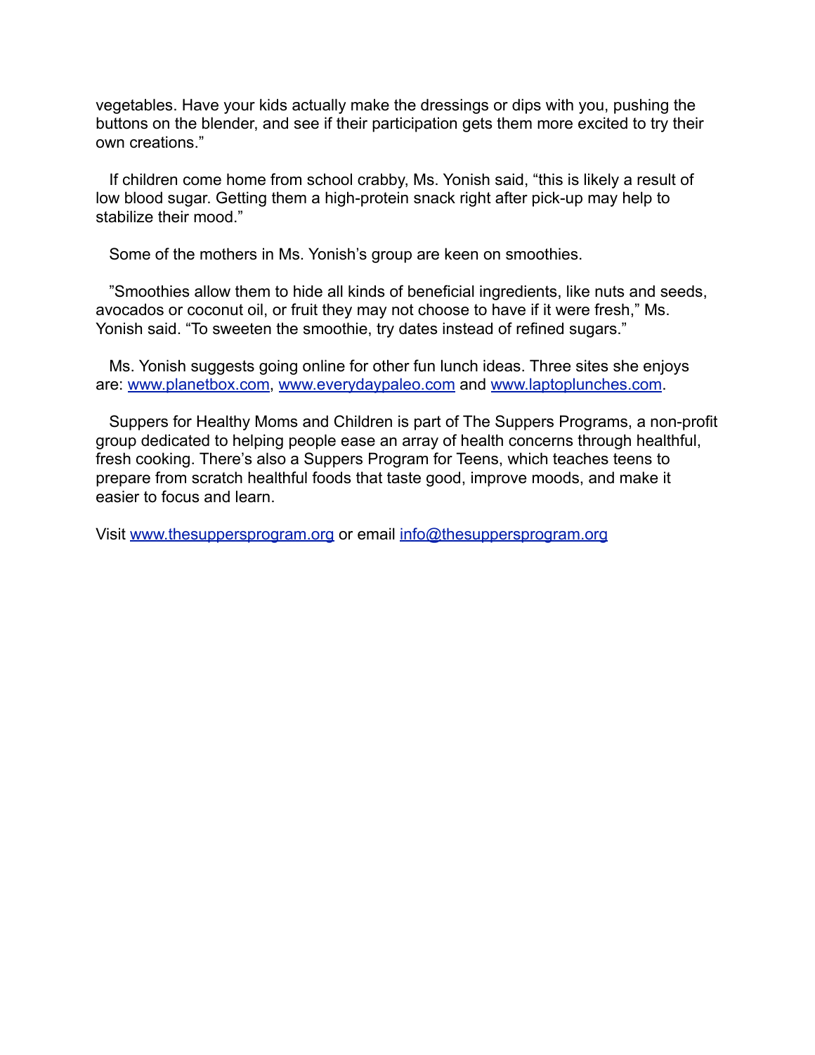vegetables. Have your kids actually make the dressings or dips with you, pushing the buttons on the blender, and see if their participation gets them more excited to try their own creations."

If children come home from school crabby, Ms. Yonish said, "this is likely a result of low blood sugar. Getting them a high-protein snack right after pick-up may help to stabilize their mood."

Some of the mothers in Ms. Yonish's group are keen on smoothies.

"Smoothies allow them to hide all kinds of beneficial ingredients, like nuts and seeds, avocados or coconut oil, or fruit they may not choose to have if it were fresh," Ms. Yonish said. "To sweeten the smoothie, try dates instead of refined sugars."

Ms. Yonish suggests going online for other fun lunch ideas. Three sites she enjoys are: [www.planetbox.com](http://www.planetbox.com), [www.everydaypaleo.com](http://www.everydaypaleo.com) and [www.laptoplunches.com](http://www.laptoplunches.com).

Suppers for Healthy Moms and Children is part of The Suppers Programs, a non-profit group dedicated to helping people ease an array of health concerns through healthful, fresh cooking. There's also a Suppers Program for Teens, which teaches teens to prepare from scratch healthful foods that taste good, improve moods, and make it easier to focus and learn.

Visit [www.thesuppersprogram.org](http://www.thesuppersprogram.org) or email [info@thesuppersprogram.org](mailto:info@thesuppersprogram.org)